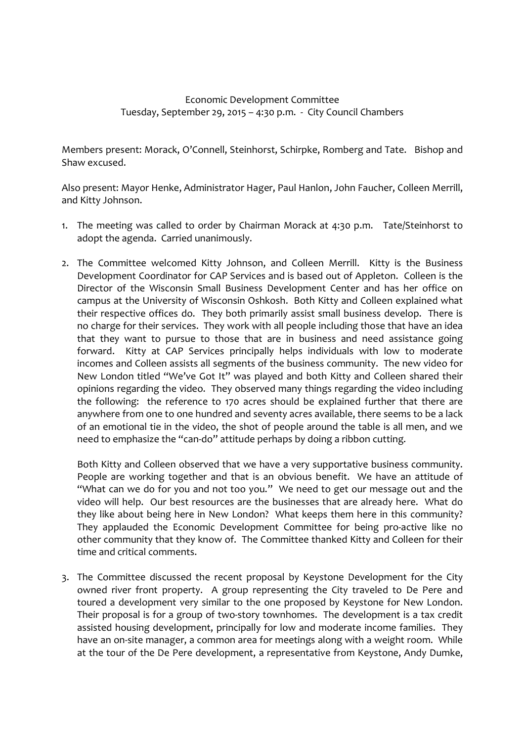Economic Development Committee
Tuesday, September 29, 2015 – 4:30 p.m. - City Council Chambers

Members present: Morack, O'Connell, Steinhorst, Schirpke, Romberg and Tate. Bishop and Shaw excused.

Also present: Mayor Henke, Administrator Hager, Paul Hanlon, John Faucher, Colleen Merrill, and Kitty Johnson.

1. The meeting was called to order by Chairman Morack at 4:30 p.m. Tate/Steinhorst to adopt the agenda. Carried unanimously.

2. The Committee welcomed Kitty Johnson, and Colleen Merrill. Kitty is the Business Development Coordinator for CAP Services and is based out of Appleton. Colleen is the Director of the Wisconsin Small Business Development Center and has her office on campus at the University of Wisconsin Oshkosh. Both Kitty and Colleen explained what their respective offices do. They both primarily assist small business develop. There is no charge for their services. They work with all people including those that have an idea that they want to pursue to those that are in business and need assistance going forward. Kitty at CAP Services principally helps individuals with low to moderate incomes and Colleen assists all segments of the business community. The new video for New London titled "We've Got It" was played and both Kitty and Colleen shared their opinions regarding the video. They observed many things regarding the video including the following: the reference to 170 acres should be explained further that there are anywhere from one to one hundred and seventy acres available, there seems to be a lack of an emotional tie in the video, the shot of people around the table is all men, and we need to emphasize the "can-do" attitude perhaps by doing a ribbon cutting.

   Both Kitty and Colleen observed that we have a very supportive business community. People are working together and that is an obvious benefit. We have an attitude of "What can we do for you and not too you." We need to get our message out and the video will help. Our best resources are the businesses that are already here. What do they like about being here in New London? What keeps them here in this community? They applauded the Economic Development Committee for being pro-active like no other community that they know of. The Committee thanked Kitty and Colleen for their time and critical comments.

3. The Committee discussed the recent proposal by Keystone Development for the City owned river front property. A group representing the City traveled to De Pere and toured a development very similar to the one proposed by Keystone for New London. Their proposal is for a group of two-story townhomes. The development is a tax credit assisted housing development, principally for low and moderate income families. They have an on-site manager, a common area for meetings along with a weight room. While at the tour of the De Pere development, a representative from Keystone, Andy Dumke,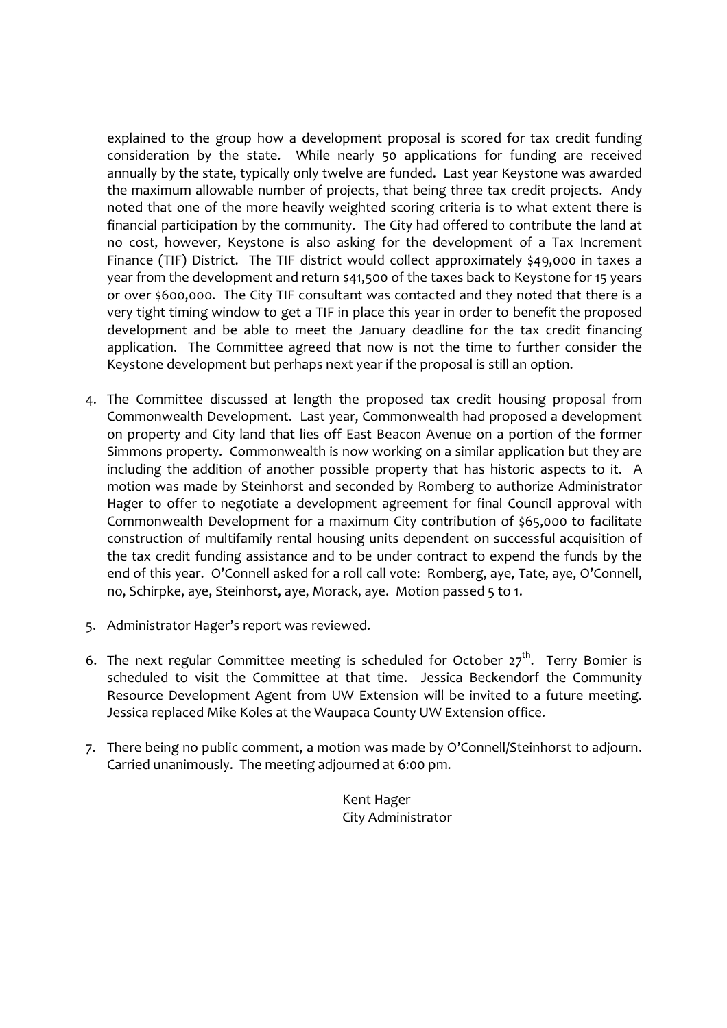explained to the group how a development proposal is scored for tax credit funding consideration by the state. While nearly 50 applications for funding are received annually by the state, typically only twelve are funded. Last year Keystone was awarded the maximum allowable number of projects, that being three tax credit projects. Andy noted that one of the more heavily weighted scoring criteria is to what extent there is financial participation by the community. The City had offered to contribute the land at no cost, however, Keystone is also asking for the development of a Tax Increment Finance (TIF) District. The TIF district would collect approximately $49,000 in taxes a year from the development and return $41,500 of the taxes back to Keystone for 15 years or over $600,000. The City TIF consultant was contacted and they noted that there is a very tight timing window to get a TIF in place this year in order to benefit the proposed development and be able to meet the January deadline for the tax credit financing application. The Committee agreed that now is not the time to further consider the Keystone development but perhaps next year if the proposal is still an option.

4. The Committee discussed at length the proposed tax credit housing proposal from Commonwealth Development. Last year, Commonwealth had proposed a development on property and City land that lies off East Beacon Avenue on a portion of the former Simmons property. Commonwealth is now working on a similar application but they are including the addition of another possible property that has historic aspects to it. A motion was made by Steinhorst and seconded by Romberg to authorize Administrator Hager to offer to negotiate a development agreement for final Council approval with Commonwealth Development for a maximum City contribution of $65,000 to facilitate construction of multifamily rental housing units dependent on successful acquisition of the tax credit funding assistance and to be under contract to expend the funds by the end of this year. O'Connell asked for a roll call vote: Romberg, aye, Tate, aye, O'Connell, no, Schirpke, aye, Steinhorst, aye, Morack, aye. Motion passed 5 to 1.

5. Administrator Hager's report was reviewed.

6. The next regular Committee meeting is scheduled for October 27th. Terry Bomier is scheduled to visit the Committee at that time. Jessica Beckendorf the Community Resource Development Agent from UW Extension will be invited to a future meeting. Jessica replaced Mike Koles at the Waupaca County UW Extension office.

7. There being no public comment, a motion was made by O'Connell/Steinhorst to adjourn. Carried unanimously. The meeting adjourned at 6:00 pm.

Kent Hager
City Administrator